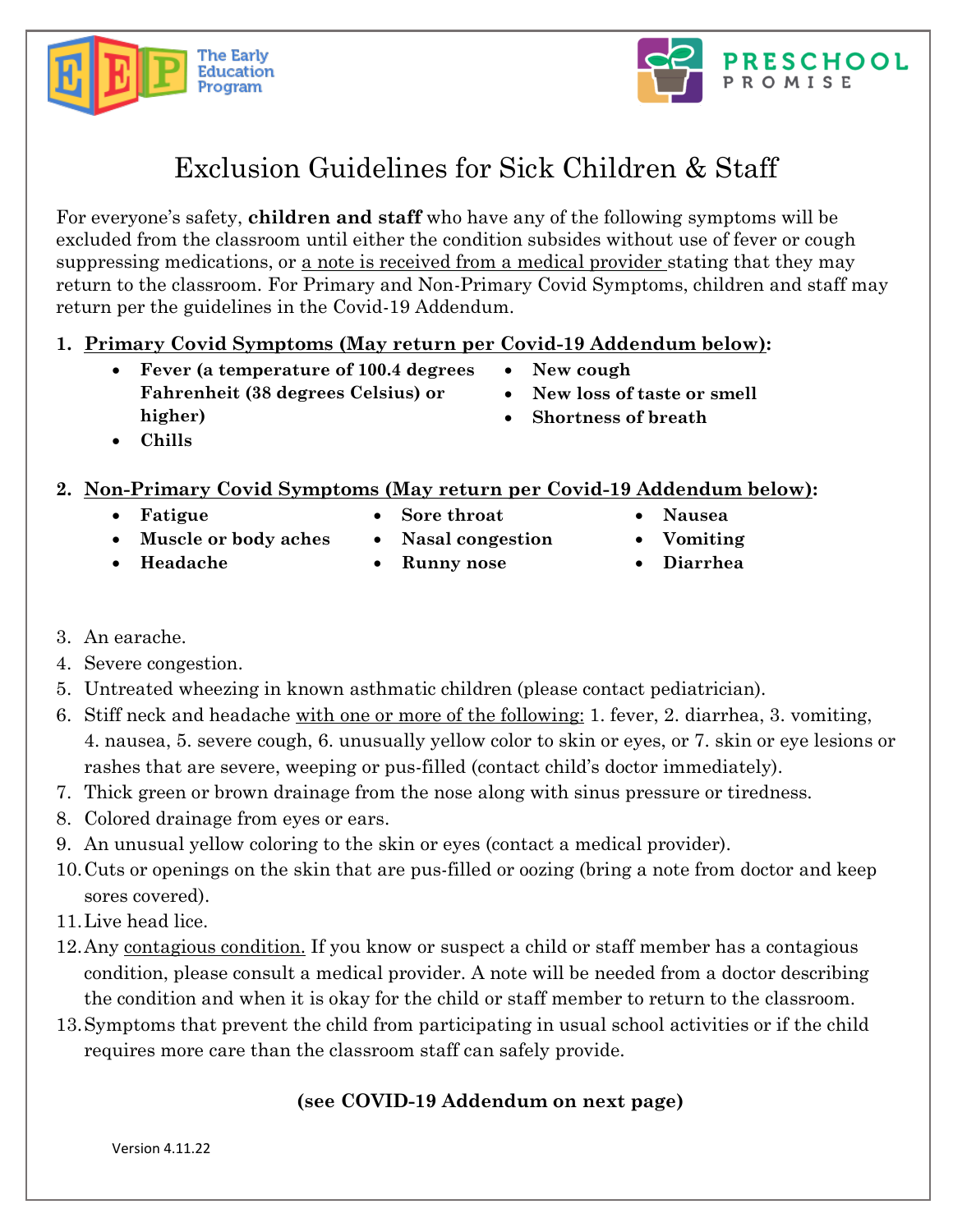The Early Education Program

PRESCHOOL PROMISE

# Exclusion Guidelines for Sick Children & Staff

For everyone's safety, **children and staff** who have any of the following symptoms will be excluded from the classroom until either the condition subsides without use of fever or cough suppressing medications, or <u>a note is received from a medical provider</u> stating that they may return to the classroom. For Primary and Non-Primary Covid Symptoms, children and staff may return per the guidelines in the Covid-19 Addendum.

1. **<u>Primary Covid Symptoms (May return per Covid-19 Addendum below)</u>:**
   - **Fever (a temperature of 100.4 degrees Fahrenheit (38 degrees Celsius) or higher)**
   - **Chills**
   - **New cough**
   - **New loss of taste or smell**
   - **Shortness of breath**

2. **<u>Non-Primary Covid Symptoms (May return per Covid-19 Addendum below)</u>:**
   - **Fatigue**
   - **Muscle or body aches**
   - **Headache**
   - **Sore throat**
   - **Nasal congestion**
   - **Runny nose**
   - **Nausea**
   - **Vomiting**
   - **Diarrhea**

3. An earache.
4. Severe congestion.
5. Untreated wheezing in known asthmatic children (please contact pediatrician).
6. Stiff neck and headache <u>with one or more of the following:</u> 1. fever, 2. diarrhea, 3. vomiting, 4. nausea, 5. severe cough, 6. unusually yellow color to skin or eyes, or 7. skin or eye lesions or rashes that are severe, weeping or pus-filled (contact child's doctor immediately).
7. Thick green or brown drainage from the nose along with sinus pressure or tiredness.
8. Colored drainage from eyes or ears.
9. An unusual yellow coloring to the skin or eyes (contact a medical provider).
10. Cuts or openings on the skin that are pus-filled or oozing (bring a note from doctor and keep sores covered).
11. Live head lice.
12. Any <u>contagious condition.</u> If you know or suspect a child or staff member has a contagious condition, please consult a medical provider. A note will be needed from a doctor describing the condition and when it is okay for the child or staff member to return to the classroom.
13. Symptoms that prevent the child from participating in usual school activities or if the child requires more care than the classroom staff can safely provide.

**(see COVID-19 Addendum on next page)**

Version 4.11.22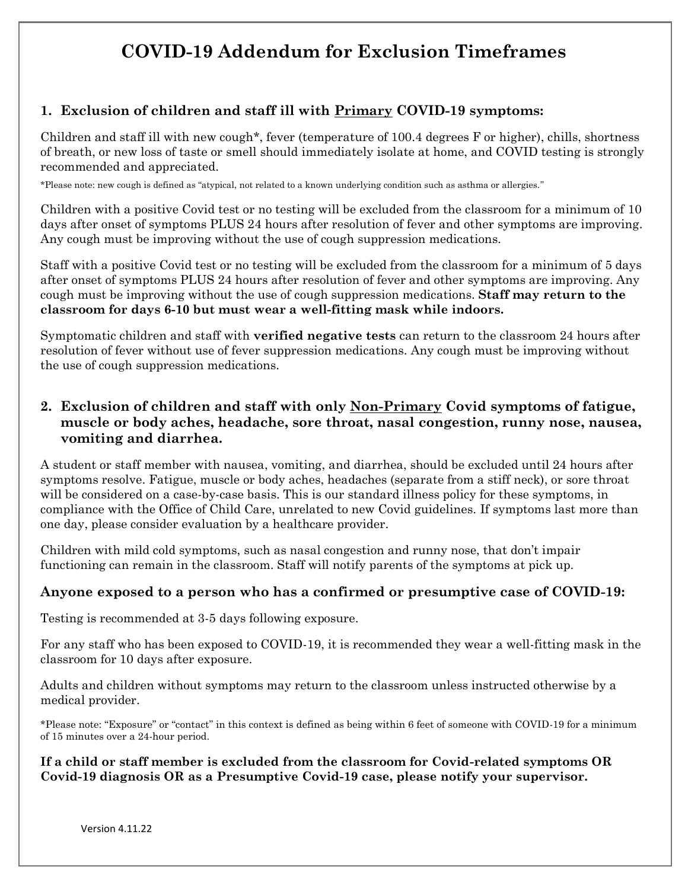# COVID-19 Addendum for Exclusion Timeframes

## 1. Exclusion of children and staff ill with Primary COVID-19 symptoms:

Children and staff ill with new cough*, fever (temperature of 100.4 degrees F or higher), chills, shortness of breath, or new loss of taste or smell should immediately isolate at home, and COVID testing is strongly recommended and appreciated.

*Please note: new cough is defined as "atypical, not related to a known underlying condition such as asthma or allergies."

Children with a positive Covid test or no testing will be excluded from the classroom for a minimum of 10 days after onset of symptoms PLUS 24 hours after resolution of fever and other symptoms are improving. Any cough must be improving without the use of cough suppression medications.

Staff with a positive Covid test or no testing will be excluded from the classroom for a minimum of 5 days after onset of symptoms PLUS 24 hours after resolution of fever and other symptoms are improving. Any cough must be improving without the use of cough suppression medications. **Staff may return to the classroom for days 6-10 but must wear a well-fitting mask while indoors.**

Symptomatic children and staff with **verified negative tests** can return to the classroom 24 hours after resolution of fever without use of fever suppression medications. Any cough must be improving without the use of cough suppression medications.

## 2. Exclusion of children and staff with only Non-Primary Covid symptoms of fatigue, muscle or body aches, headache, sore throat, nasal congestion, runny nose, nausea, vomiting and diarrhea.

A student or staff member with nausea, vomiting, and diarrhea, should be excluded until 24 hours after symptoms resolve. Fatigue, muscle or body aches, headaches (separate from a stiff neck), or sore throat will be considered on a case-by-case basis. This is our standard illness policy for these symptoms, in compliance with the Office of Child Care, unrelated to new Covid guidelines. If symptoms last more than one day, please consider evaluation by a healthcare provider.

Children with mild cold symptoms, such as nasal congestion and runny nose, that don't impair functioning can remain in the classroom. Staff will notify parents of the symptoms at pick up.

## Anyone exposed to a person who has a confirmed or presumptive case of COVID-19:

Testing is recommended at 3-5 days following exposure.

For any staff who has been exposed to COVID-19, it is recommended they wear a well-fitting mask in the classroom for 10 days after exposure.

Adults and children without symptoms may return to the classroom unless instructed otherwise by a medical provider.

*Please note: "Exposure" or "contact" in this context is defined as being within 6 feet of someone with COVID-19 for a minimum of 15 minutes over a 24-hour period.

**If a child or staff member is excluded from the classroom for Covid-related symptoms OR Covid-19 diagnosis OR as a Presumptive Covid-19 case, please notify your supervisor.**

Version 4.11.22